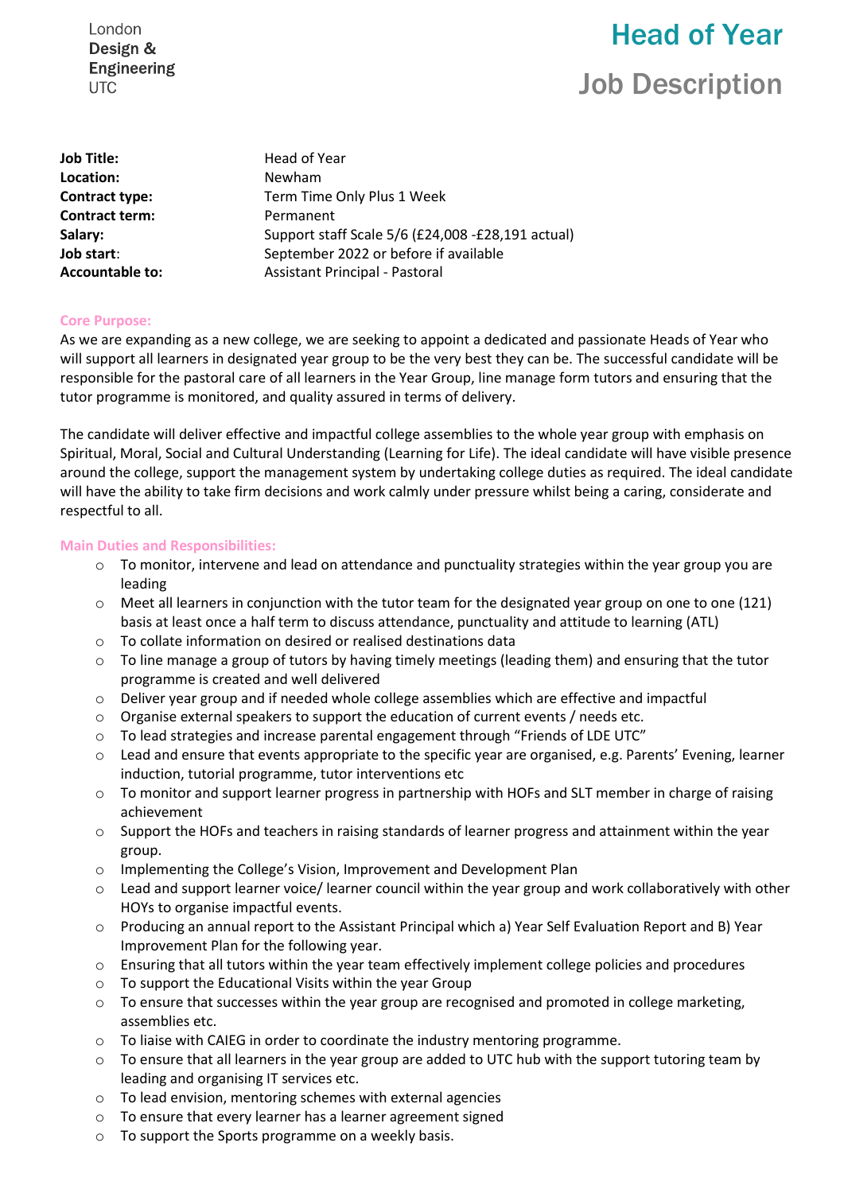London
Design &
Engineering
UTC

# Head of Year

## Job Description

| | |
|---|---|
| **Job Title:** | Head of Year |
| **Location:** | Newham |
| **Contract type:** | Term Time Only Plus 1 Week |
| **Contract term:** | Permanent |
| **Salary:** | Support staff Scale 5/6 (£24,008 -£28,191 actual) |
| **Job start:** | September 2022 or before if available |
| **Accountable to:** | Assistant Principal - Pastoral |

### Core Purpose:

As we are expanding as a new college, we are seeking to appoint a dedicated and passionate Heads of Year who will support all learners in designated year group to be the very best they can be. The successful candidate will be responsible for the pastoral care of all learners in the Year Group, line manage form tutors and ensuring that the tutor programme is monitored, and quality assured in terms of delivery.

The candidate will deliver effective and impactful college assemblies to the whole year group with emphasis on Spiritual, Moral, Social and Cultural Understanding (Learning for Life). The ideal candidate will have visible presence around the college, support the management system by undertaking college duties as required. The ideal candidate will have the ability to take firm decisions and work calmly under pressure whilst being a caring, considerate and respectful to all.

### Main Duties and Responsibilities:

- To monitor, intervene and lead on attendance and punctuality strategies within the year group you are leading
- Meet all learners in conjunction with the tutor team for the designated year group on one to one (121) basis at least once a half term to discuss attendance, punctuality and attitude to learning (ATL)
- To collate information on desired or realised destinations data
- To line manage a group of tutors by having timely meetings (leading them) and ensuring that the tutor programme is created and well delivered
- Deliver year group and if needed whole college assemblies which are effective and impactful
- Organise external speakers to support the education of current events / needs etc.
- To lead strategies and increase parental engagement through "Friends of LDE UTC"
- Lead and ensure that events appropriate to the specific year are organised, e.g. Parents' Evening, learner induction, tutorial programme, tutor interventions etc
- To monitor and support learner progress in partnership with HOFs and SLT member in charge of raising achievement
- Support the HOFs and teachers in raising standards of learner progress and attainment within the year group.
- Implementing the College's Vision, Improvement and Development Plan
- Lead and support learner voice/ learner council within the year group and work collaboratively with other HOYs to organise impactful events.
- Producing an annual report to the Assistant Principal which a) Year Self Evaluation Report and B) Year Improvement Plan for the following year.
- Ensuring that all tutors within the year team effectively implement college policies and procedures
- To support the Educational Visits within the year Group
- To ensure that successes within the year group are recognised and promoted in college marketing, assemblies etc.
- To liaise with CAIEG in order to coordinate the industry mentoring programme.
- To ensure that all learners in the year group are added to UTC hub with the support tutoring team by leading and organising IT services etc.
- To lead envision, mentoring schemes with external agencies
- To ensure that every learner has a learner agreement signed
- To support the Sports programme on a weekly basis.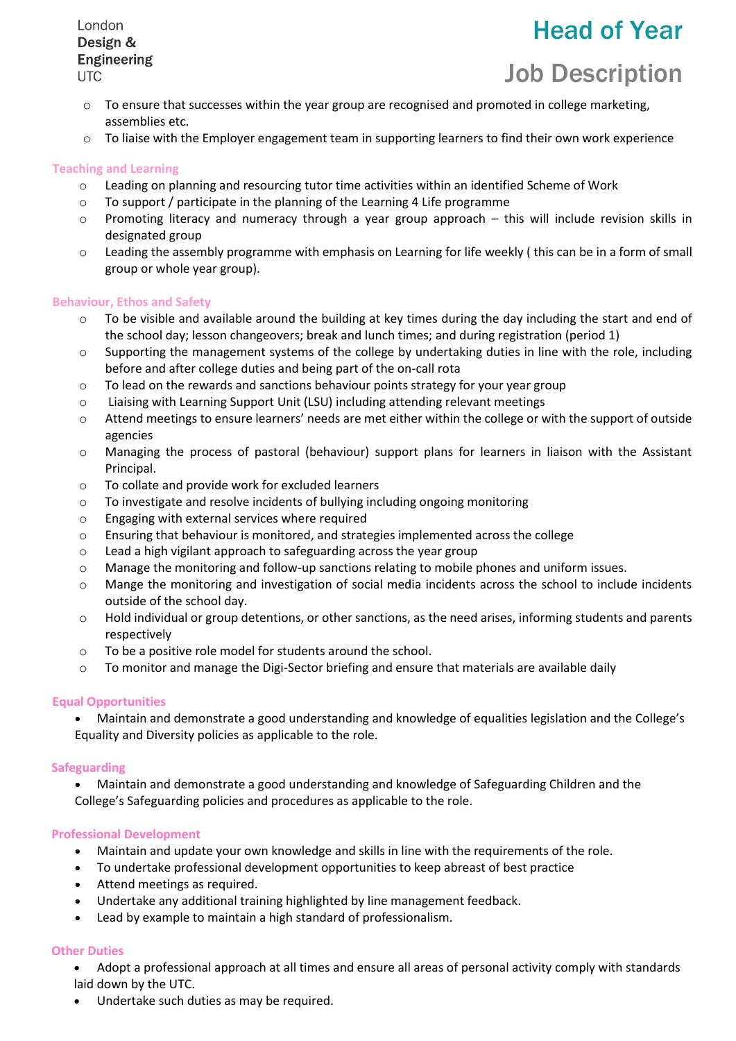- To ensure that successes within the year group are recognised and promoted in college marketing, assemblies etc.
- To liaise with the Employer engagement team in supporting learners to find their own work experience

## Teaching and Learning

- Leading on planning and resourcing tutor time activities within an identified Scheme of Work
- To support / participate in the planning of the Learning 4 Life programme
- Promoting literacy and numeracy through a year group approach – this will include revision skills in designated group
- Leading the assembly programme with emphasis on Learning for life weekly ( this can be in a form of small group or whole year group).

## Behaviour, Ethos and Safety

- To be visible and available around the building at key times during the day including the start and end of the school day; lesson changeovers; break and lunch times; and during registration (period 1)
- Supporting the management systems of the college by undertaking duties in line with the role, including before and after college duties and being part of the on-call rota
- To lead on the rewards and sanctions behaviour points strategy for your year group
- Liaising with Learning Support Unit (LSU) including attending relevant meetings
- Attend meetings to ensure learners' needs are met either within the college or with the support of outside agencies
- Managing the process of pastoral (behaviour) support plans for learners in liaison with the Assistant Principal.
- To collate and provide work for excluded learners
- To investigate and resolve incidents of bullying including ongoing monitoring
- Engaging with external services where required
- Ensuring that behaviour is monitored, and strategies implemented across the college
- Lead a high vigilant approach to safeguarding across the year group
- Manage the monitoring and follow-up sanctions relating to mobile phones and uniform issues.
- Mange the monitoring and investigation of social media incidents across the school to include incidents outside of the school day.
- Hold individual or group detentions, or other sanctions, as the need arises, informing students and parents respectively
- To be a positive role model for students around the school.
- To monitor and manage the Digi-Sector briefing and ensure that materials are available daily

## Equal Opportunities

- Maintain and demonstrate a good understanding and knowledge of equalities legislation and the College's Equality and Diversity policies as applicable to the role.

## Safeguarding

- Maintain and demonstrate a good understanding and knowledge of Safeguarding Children and the College's Safeguarding policies and procedures as applicable to the role.

## Professional Development

- Maintain and update your own knowledge and skills in line with the requirements of the role.
- To undertake professional development opportunities to keep abreast of best practice
- Attend meetings as required.
- Undertake any additional training highlighted by line management feedback.
- Lead by example to maintain a high standard of professionalism.

## Other Duties

- Adopt a professional approach at all times and ensure all areas of personal activity comply with standards laid down by the UTC.
- Undertake such duties as may be required.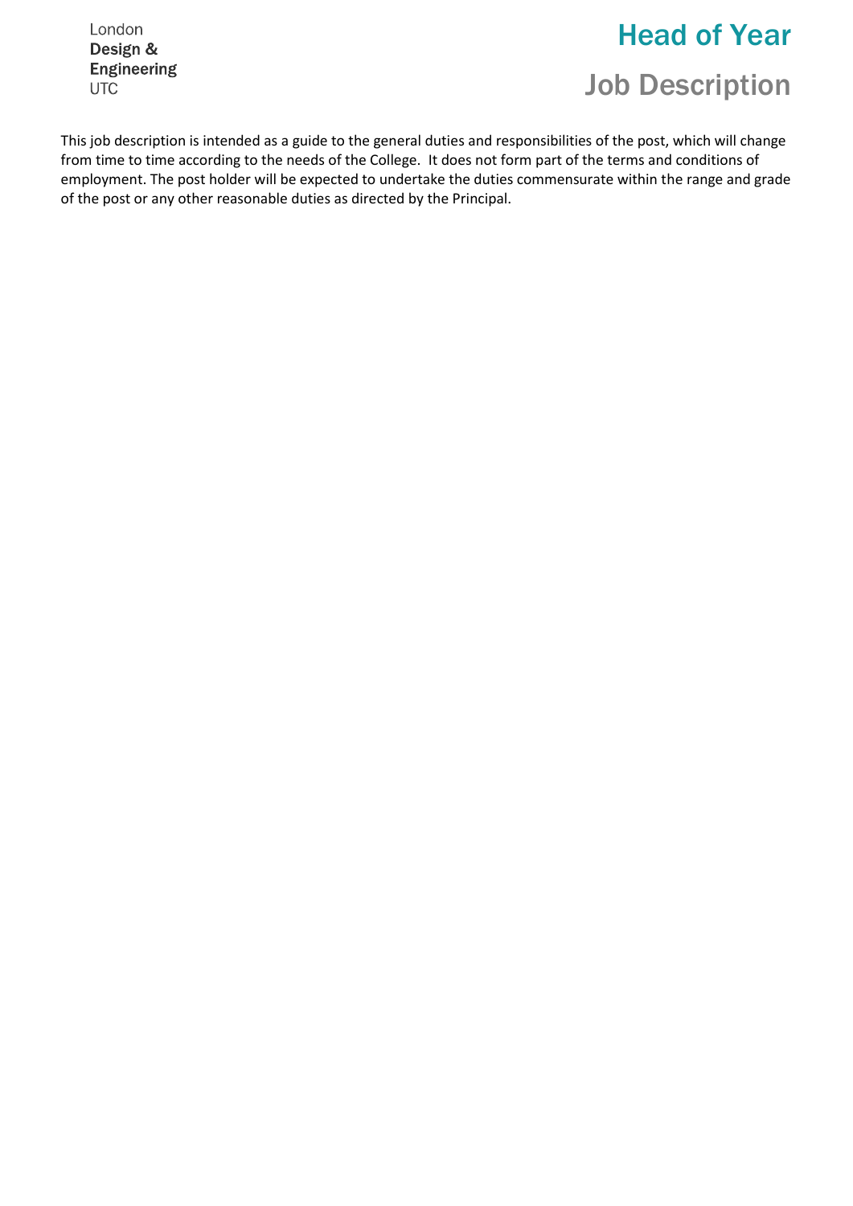London
Design &
Engineering
UTC

# Head of Year

## Job Description

This job description is intended as a guide to the general duties and responsibilities of the post, which will change from time to time according to the needs of the College. It does not form part of the terms and conditions of employment. The post holder will be expected to undertake the duties commensurate within the range and grade of the post or any other reasonable duties as directed by the Principal.